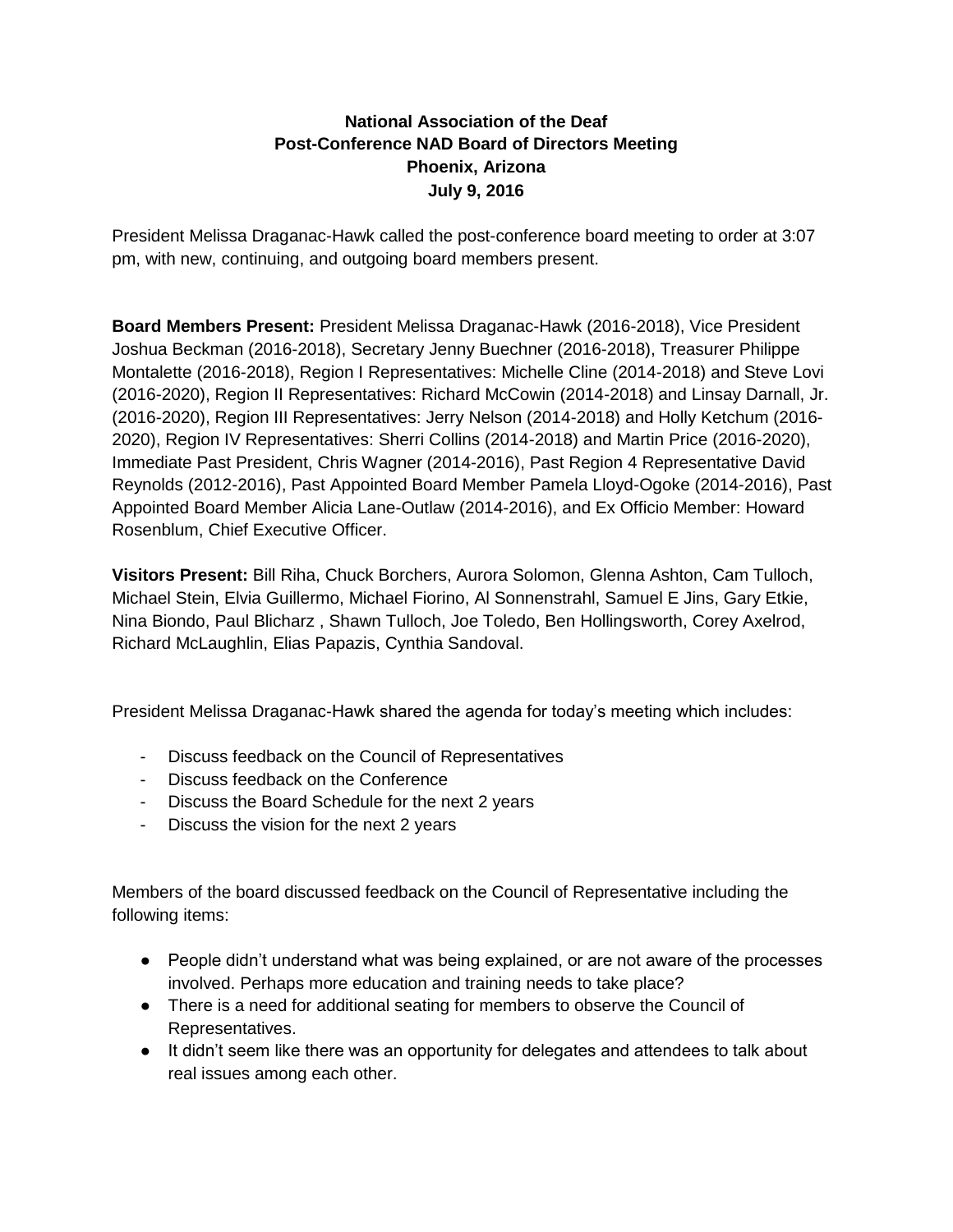**National Association of the Deaf**
**Post-Conference NAD Board of Directors Meeting**
**Phoenix, Arizona**
**July 9, 2016**

President Melissa Draganac-Hawk called the post-conference board meeting to order at 3:07 pm, with new, continuing, and outgoing board members present.

**Board Members Present:** President Melissa Draganac-Hawk (2016-2018), Vice President Joshua Beckman (2016-2018), Secretary Jenny Buechner (2016-2018), Treasurer Philippe Montalette (2016-2018), Region I Representatives: Michelle Cline (2014-2018) and Steve Lovi (2016-2020), Region II Representatives: Richard McCowin (2014-2018) and Linsay Darnall, Jr. (2016-2020), Region III Representatives: Jerry Nelson (2014-2018) and Holly Ketchum (2016-2020), Region IV Representatives: Sherri Collins (2014-2018) and Martin Price (2016-2020), Immediate Past President, Chris Wagner (2014-2016), Past Region 4 Representative David Reynolds (2012-2016), Past Appointed Board Member Pamela Lloyd-Ogoke (2014-2016), Past Appointed Board Member Alicia Lane-Outlaw (2014-2016), and Ex Officio Member: Howard Rosenblum, Chief Executive Officer.

**Visitors Present:** Bill Riha, Chuck Borchers, Aurora Solomon, Glenna Ashton, Cam Tulloch, Michael Stein, Elvia Guillermo, Michael Fiorino, Al Sonnenstrahl, Samuel E Jins, Gary Etkie, Nina Biondo, Paul Blicharz , Shawn Tulloch, Joe Toledo, Ben Hollingsworth, Corey Axelrod, Richard McLaughlin, Elias Papazis, Cynthia Sandoval.

President Melissa Draganac-Hawk shared the agenda for today's meeting which includes:

- Discuss feedback on the Council of Representatives
- Discuss feedback on the Conference
- Discuss the Board Schedule for the next 2 years
- Discuss the vision for the next 2 years

Members of the board discussed feedback on the Council of Representative including the following items:

- People didn't understand what was being explained, or are not aware of the processes involved. Perhaps more education and training needs to take place?
- There is a need for additional seating for members to observe the Council of Representatives.
- It didn't seem like there was an opportunity for delegates and attendees to talk about real issues among each other.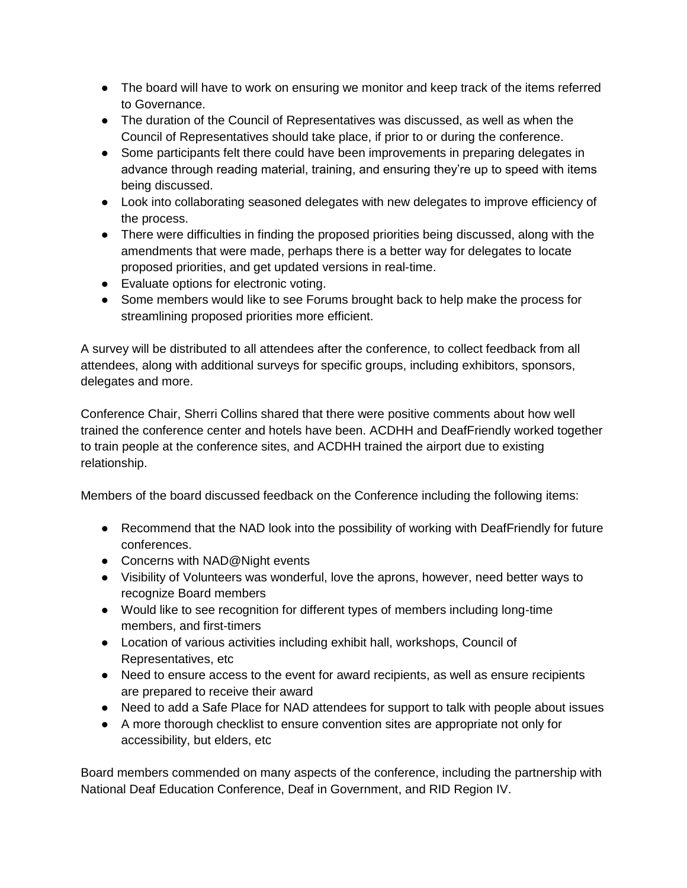- The board will have to work on ensuring we monitor and keep track of the items referred to Governance.
- The duration of the Council of Representatives was discussed, as well as when the Council of Representatives should take place, if prior to or during the conference.
- Some participants felt there could have been improvements in preparing delegates in advance through reading material, training, and ensuring they're up to speed with items being discussed.
- Look into collaborating seasoned delegates with new delegates to improve efficiency of the process.
- There were difficulties in finding the proposed priorities being discussed, along with the amendments that were made, perhaps there is a better way for delegates to locate proposed priorities, and get updated versions in real-time.
- Evaluate options for electronic voting.
- Some members would like to see Forums brought back to help make the process for streamlining proposed priorities more efficient.

A survey will be distributed to all attendees after the conference, to collect feedback from all attendees, along with additional surveys for specific groups, including exhibitors, sponsors, delegates and more.

Conference Chair, Sherri Collins shared that there were positive comments about how well trained the conference center and hotels have been. ACDHH and DeafFriendly worked together to train people at the conference sites, and ACDHH trained the airport due to existing relationship.

Members of the board discussed feedback on the Conference including the following items:

- Recommend that the NAD look into the possibility of working with DeafFriendly for future conferences.
- Concerns with NAD@Night events
- Visibility of Volunteers was wonderful, love the aprons, however, need better ways to recognize Board members
- Would like to see recognition for different types of members including long-time members, and first-timers
- Location of various activities including exhibit hall, workshops, Council of Representatives, etc
- Need to ensure access to the event for award recipients, as well as ensure recipients are prepared to receive their award
- Need to add a Safe Place for NAD attendees for support to talk with people about issues
- A more thorough checklist to ensure convention sites are appropriate not only for accessibility, but elders, etc

Board members commended on many aspects of the conference, including the partnership with National Deaf Education Conference, Deaf in Government, and RID Region IV.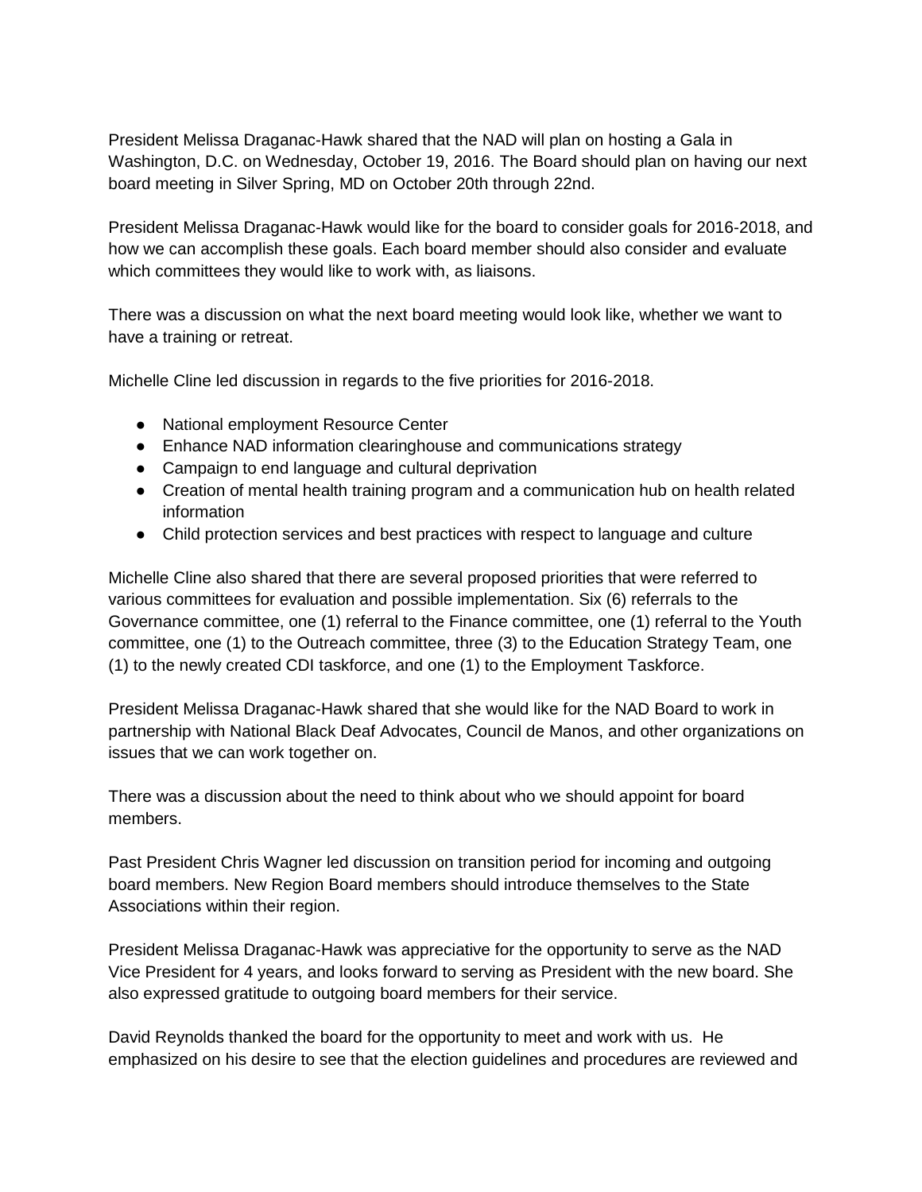President Melissa Draganac-Hawk shared that the NAD will plan on hosting a Gala in Washington, D.C. on Wednesday, October 19, 2016. The Board should plan on having our next board meeting in Silver Spring, MD on October 20th through 22nd.

President Melissa Draganac-Hawk would like for the board to consider goals for 2016-2018, and how we can accomplish these goals. Each board member should also consider and evaluate which committees they would like to work with, as liaisons.

There was a discussion on what the next board meeting would look like, whether we want to have a training or retreat.

Michelle Cline led discussion in regards to the five priorities for 2016-2018.

- National employment Resource Center
- Enhance NAD information clearinghouse and communications strategy
- Campaign to end language and cultural deprivation
- Creation of mental health training program and a communication hub on health related information
- Child protection services and best practices with respect to language and culture

Michelle Cline also shared that there are several proposed priorities that were referred to various committees for evaluation and possible implementation. Six (6) referrals to the Governance committee, one (1) referral to the Finance committee, one (1) referral to the Youth committee, one (1) to the Outreach committee, three (3) to the Education Strategy Team, one (1) to the newly created CDI taskforce, and one (1) to the Employment Taskforce.

President Melissa Draganac-Hawk shared that she would like for the NAD Board to work in partnership with National Black Deaf Advocates, Council de Manos, and other organizations on issues that we can work together on.

There was a discussion about the need to think about who we should appoint for board members.

Past President Chris Wagner led discussion on transition period for incoming and outgoing board members. New Region Board members should introduce themselves to the State Associations within their region.

President Melissa Draganac-Hawk was appreciative for the opportunity to serve as the NAD Vice President for 4 years, and looks forward to serving as President with the new board. She also expressed gratitude to outgoing board members for their service.

David Reynolds thanked the board for the opportunity to meet and work with us. He emphasized on his desire to see that the election guidelines and procedures are reviewed and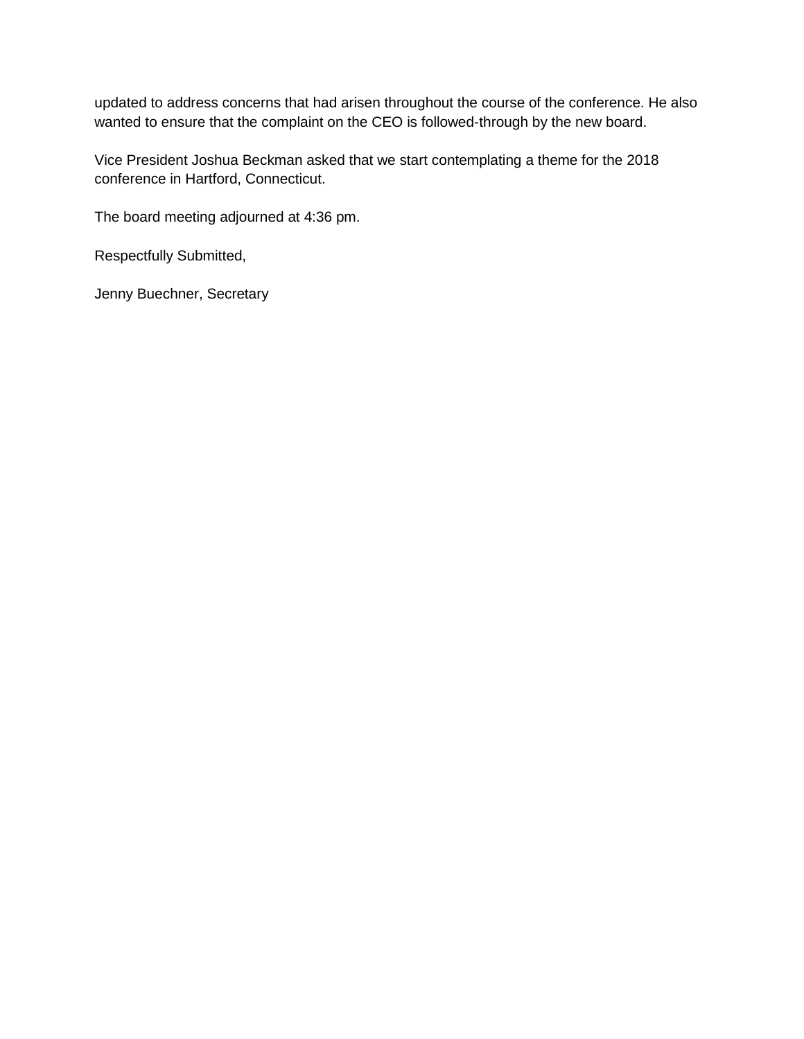updated to address concerns that had arisen throughout the course of the conference. He also wanted to ensure that the complaint on the CEO is followed-through by the new board.

Vice President Joshua Beckman asked that we start contemplating a theme for the 2018 conference in Hartford, Connecticut.

The board meeting adjourned at 4:36 pm.

Respectfully Submitted,

Jenny Buechner, Secretary